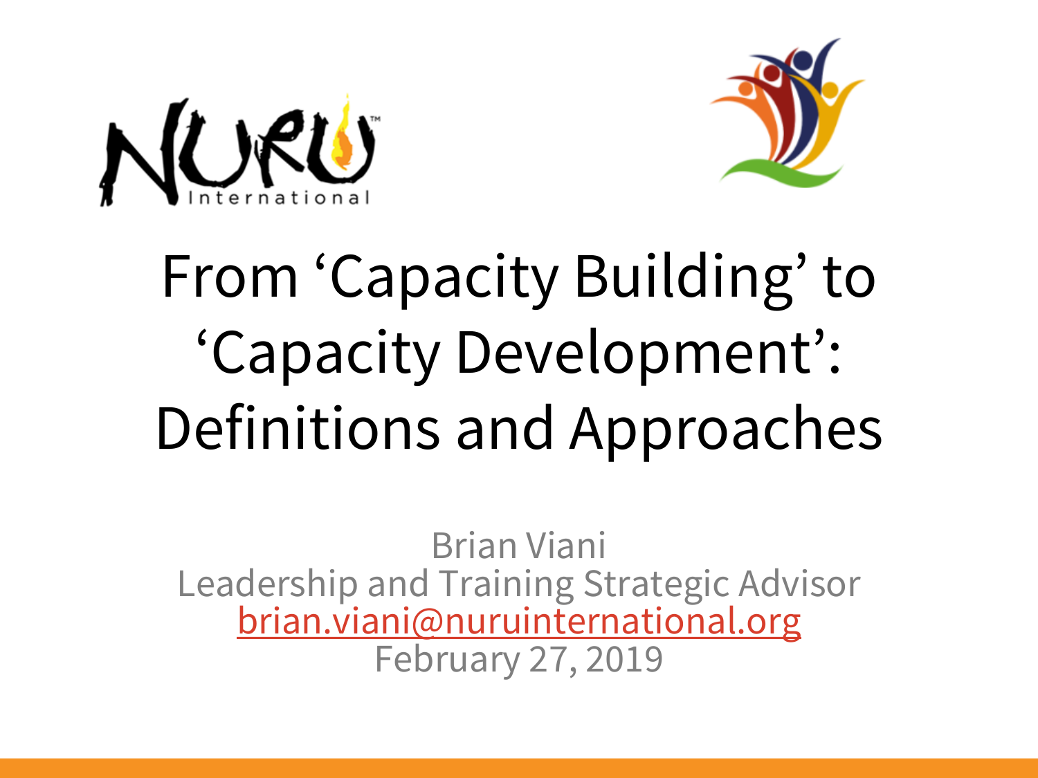# From 'Capacity Building' to 'Capacity Development': Definitions and Approaches

Brian Viani
Leadership and Training Strategic Advisor
brian.viani@nuruinternational.org
February 27, 2019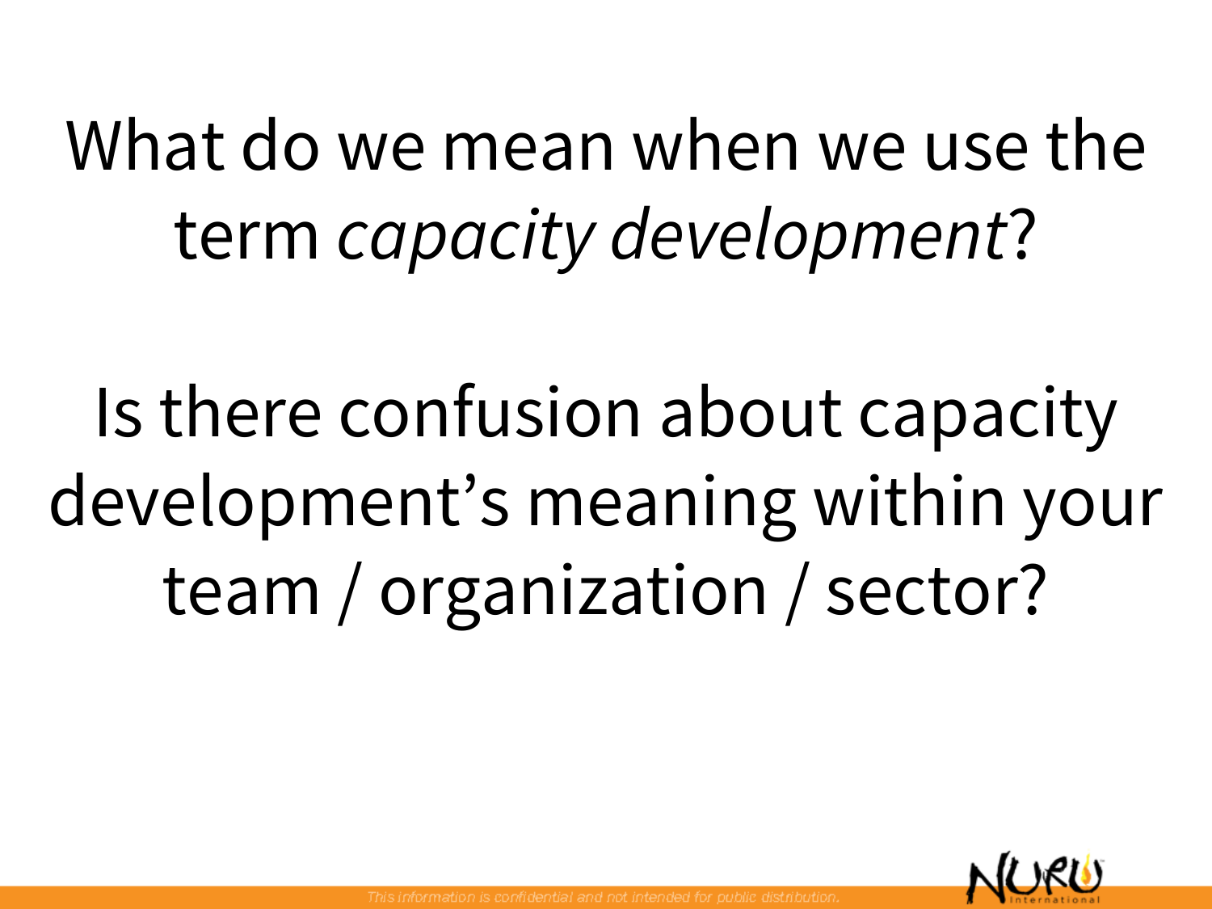What do we mean when we use the term *capacity development*?

Is there confusion about capacity development's meaning within your team / organization / sector?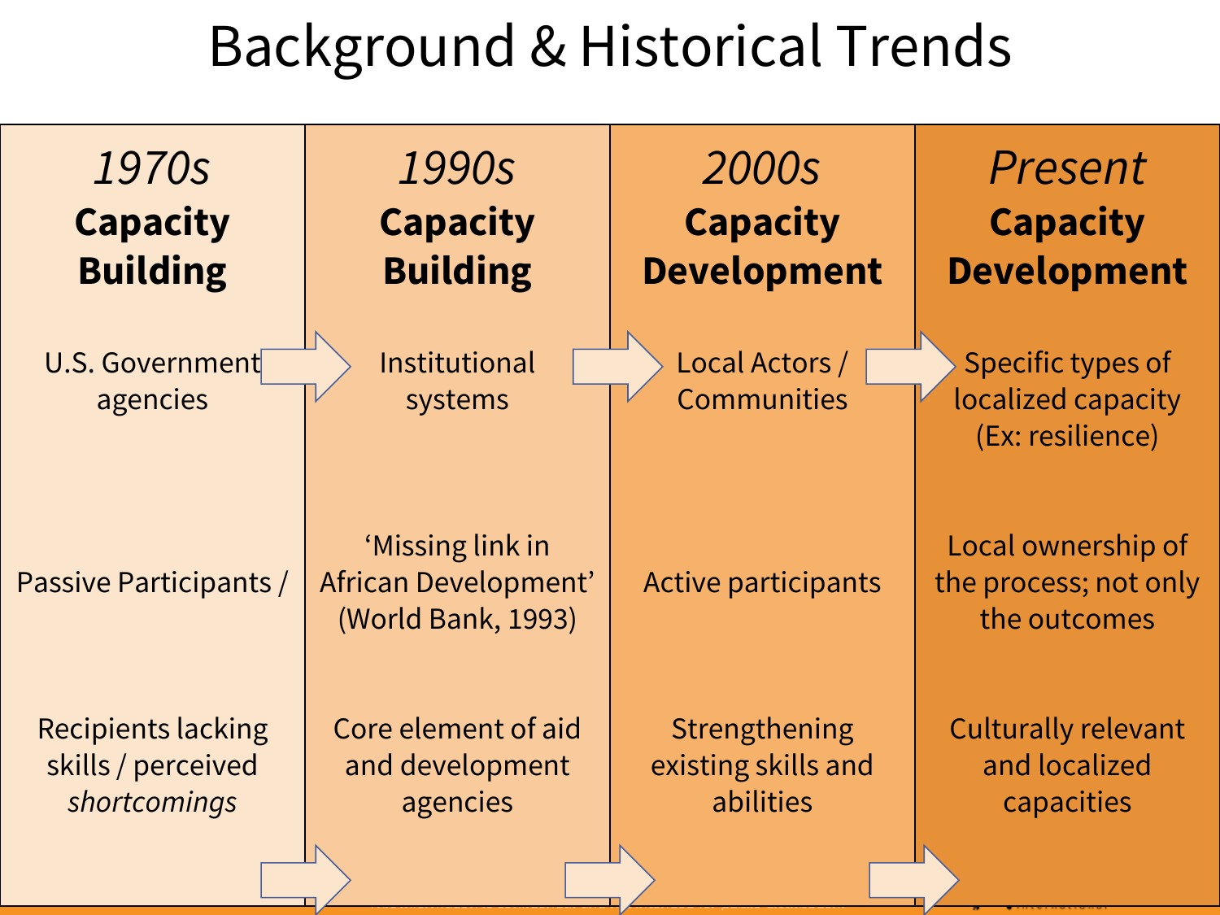# Background & Historical Trends

| *1970s* **Capacity Building** | *1990s* **Capacity Building** | *2000s* **Capacity Development** | *Present* **Capacity Development** |
| --- | --- | --- | --- |
| U.S. Government agencies | Institutional systems | Local Actors / Communities | Specific types of localized capacity (Ex: resilience) |
| Passive Participants / | 'Missing link in African Development' (World Bank, 1993) | Active participants | Local ownership of the process; not only the outcomes |
| Recipients lacking skills / perceived *shortcomings* | Core element of aid and development agencies | Strengthening existing skills and abilities | Culturally relevant and localized capacities |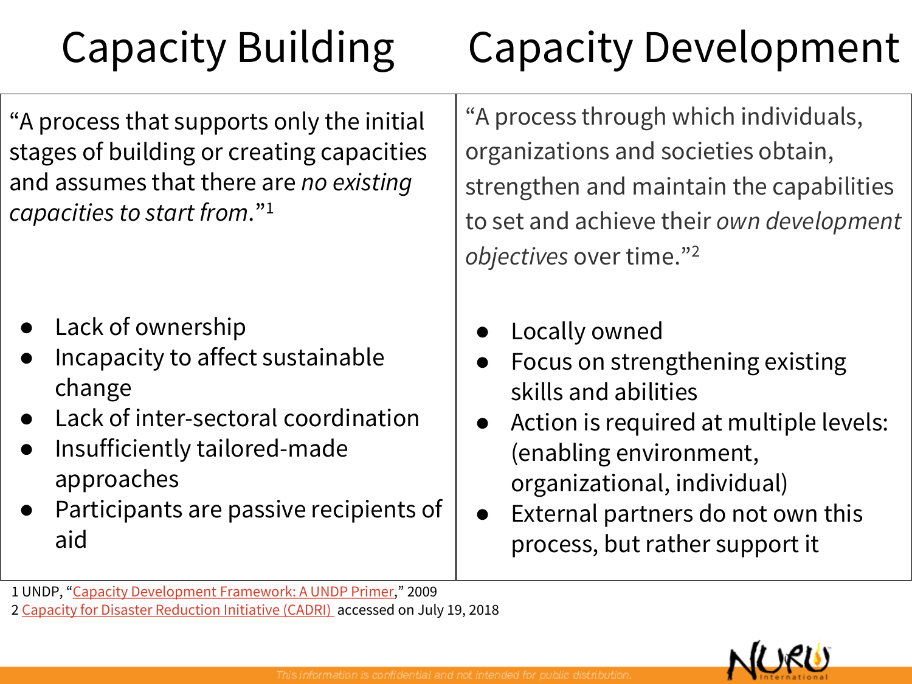| Capacity Building | Capacity Development |
|---|---|
| "A process that supports only the initial stages of building or creating capacities and assumes that there are *no existing capacities to start from*."[1] | "A process through which individuals, organizations and societies obtain, strengthen and maintain the capabilities to set and achieve their *own development objectives* over time."[2] |
| • Lack of ownership<br>• Incapacity to affect sustainable change<br>• Lack of inter-sectoral coordination<br>• Insufficiently tailored-made approaches<br>• Participants are passive recipients of aid | • Locally owned<br>• Focus on strengthening existing skills and abilities<br>• Action is required at multiple levels: (enabling environment, organizational, individual)<br>• External partners do not own this process, but rather support it |

1 UNDP, "Capacity Development Framework: A UNDP Primer," 2009
2 Capacity for Disaster Reduction Initiative (CADRI) accessed on July 19, 2018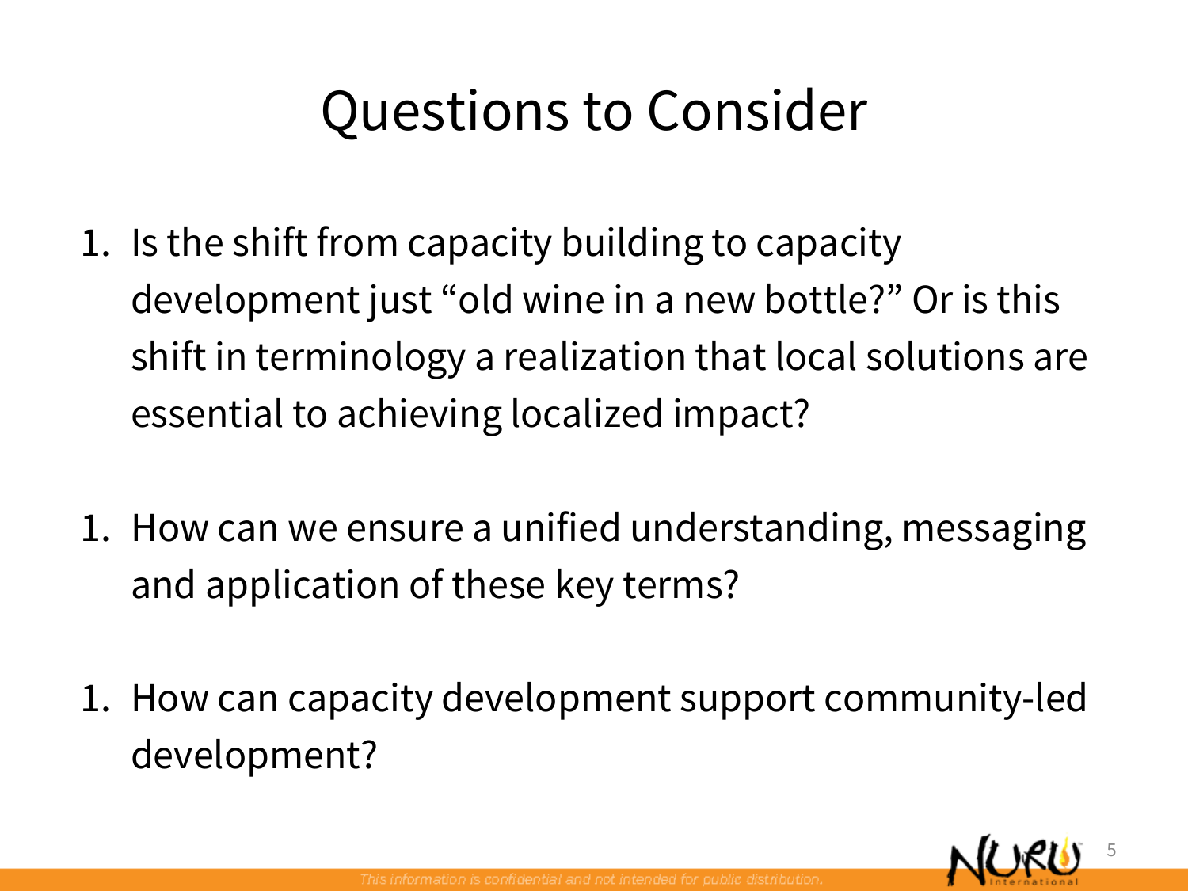# Questions to Consider

1. Is the shift from capacity building to capacity development just "old wine in a new bottle?" Or is this shift in terminology a realization that local solutions are essential to achieving localized impact?

1. How can we ensure a unified understanding, messaging and application of these key terms?

1. How can capacity development support community-led development?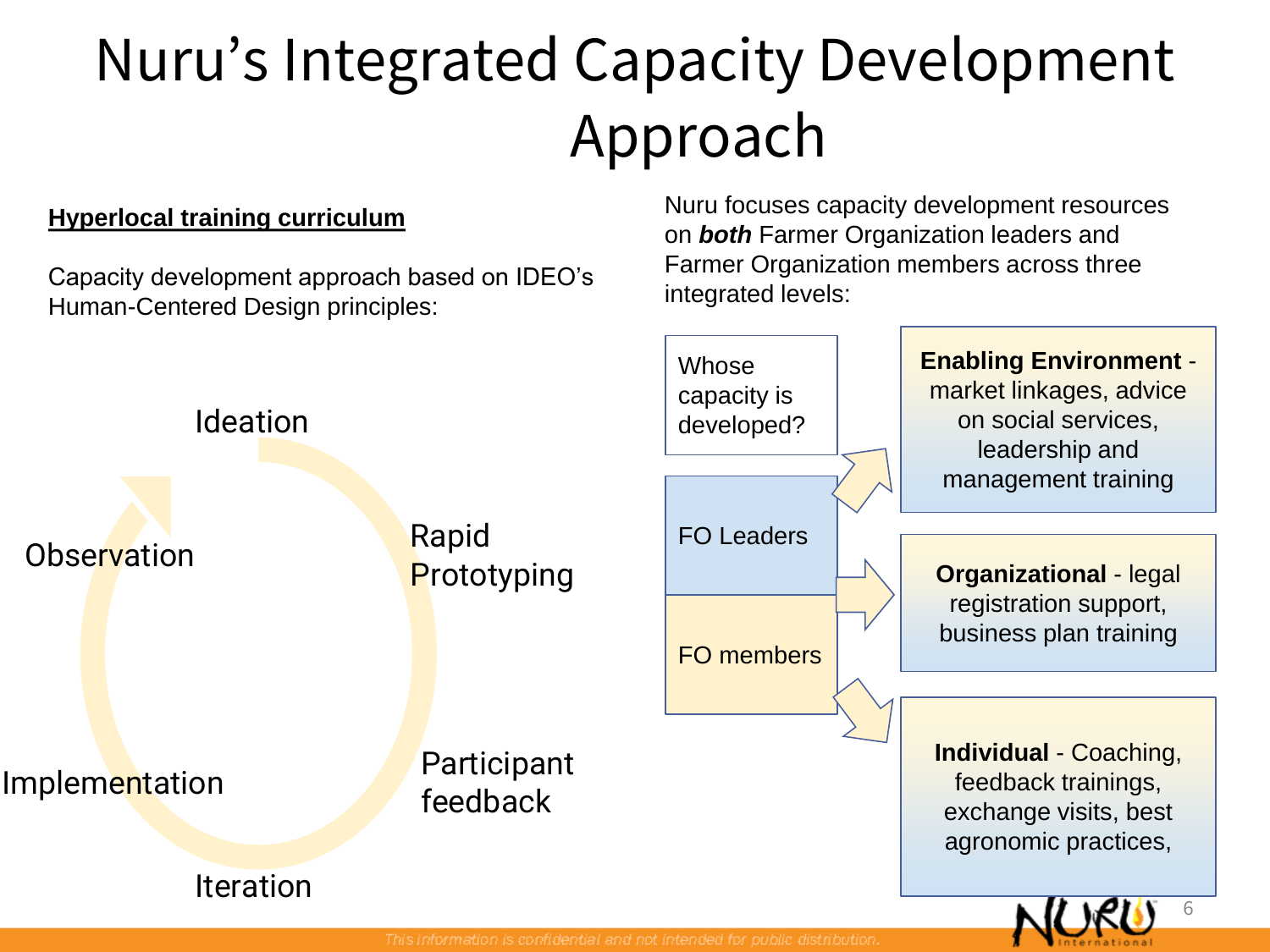# Nuru's Integrated Capacity Development Approach

**Hyperlocal training curriculum**

Capacity development approach based on IDEO's Human-Centered Design principles:

- Ideation
- Rapid Prototyping
- Participant feedback
- Iteration
- Implementation
- Observation

Nuru focuses capacity development resources on ***both*** Farmer Organization leaders and Farmer Organization members across three integrated levels:

| Whose capacity is developed? | Level |
|---|---|
| FO Leaders / FO members | **Enabling Environment** - market linkages, advice on social services, leadership and management training |
| FO Leaders / FO members | **Organizational** - legal registration support, business plan training |
| FO Leaders / FO members | **Individual** - Coaching, feedback trainings, exchange visits, best agronomic practices, |

This information is confidential and not intended for public distribution.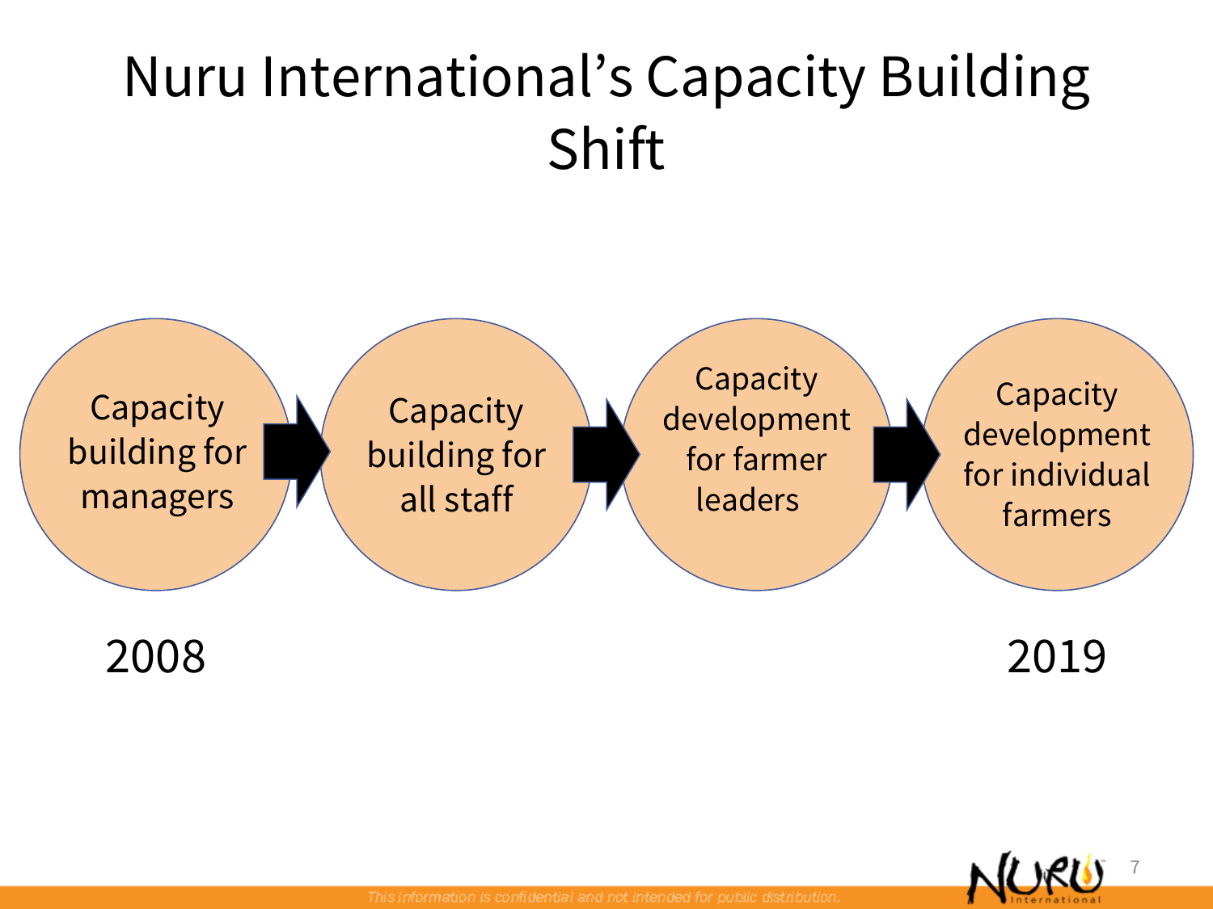# Nuru International's Capacity Building Shift

Capacity building for managers → Capacity building for all staff → Capacity development for farmer leaders → Capacity development for individual farmers

2008 — 2019

*This information is confidential and not intended for public distribution.*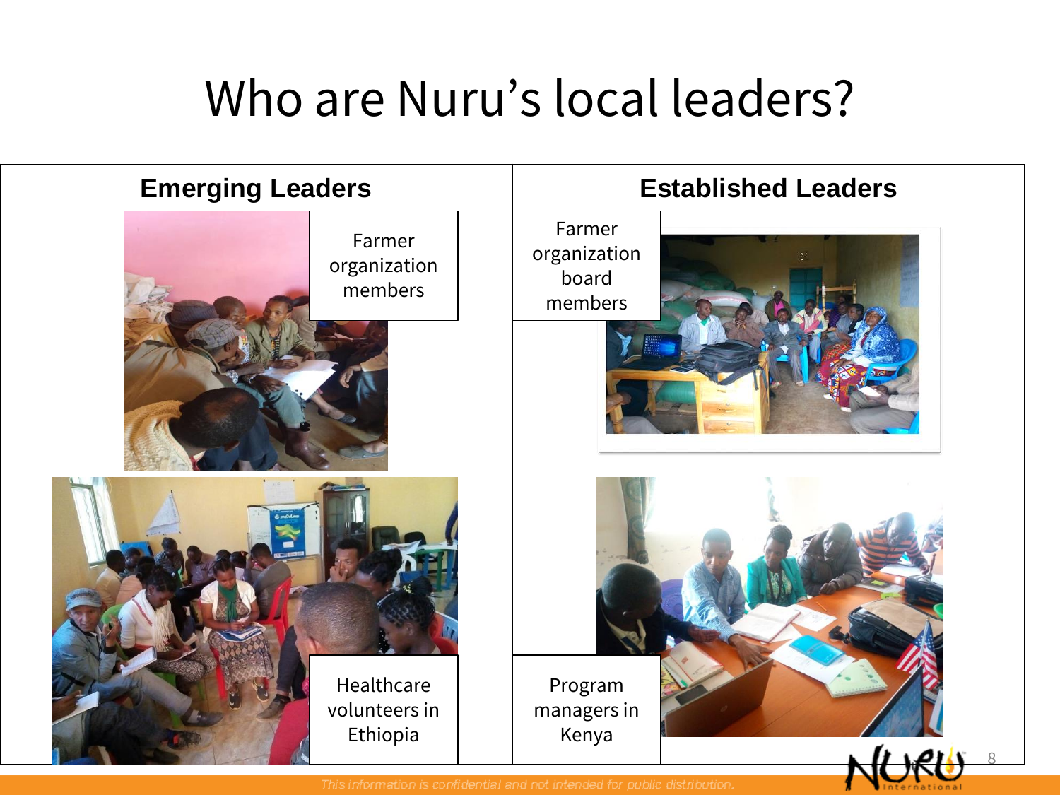# Who are Nuru's local leaders?

| Emerging Leaders | Established Leaders |
|---|---|
| Farmer organization members | Farmer organization board members |
| Healthcare volunteers in Ethiopia | Program managers in Kenya |

*This information is confidential and not intended for public distribution.*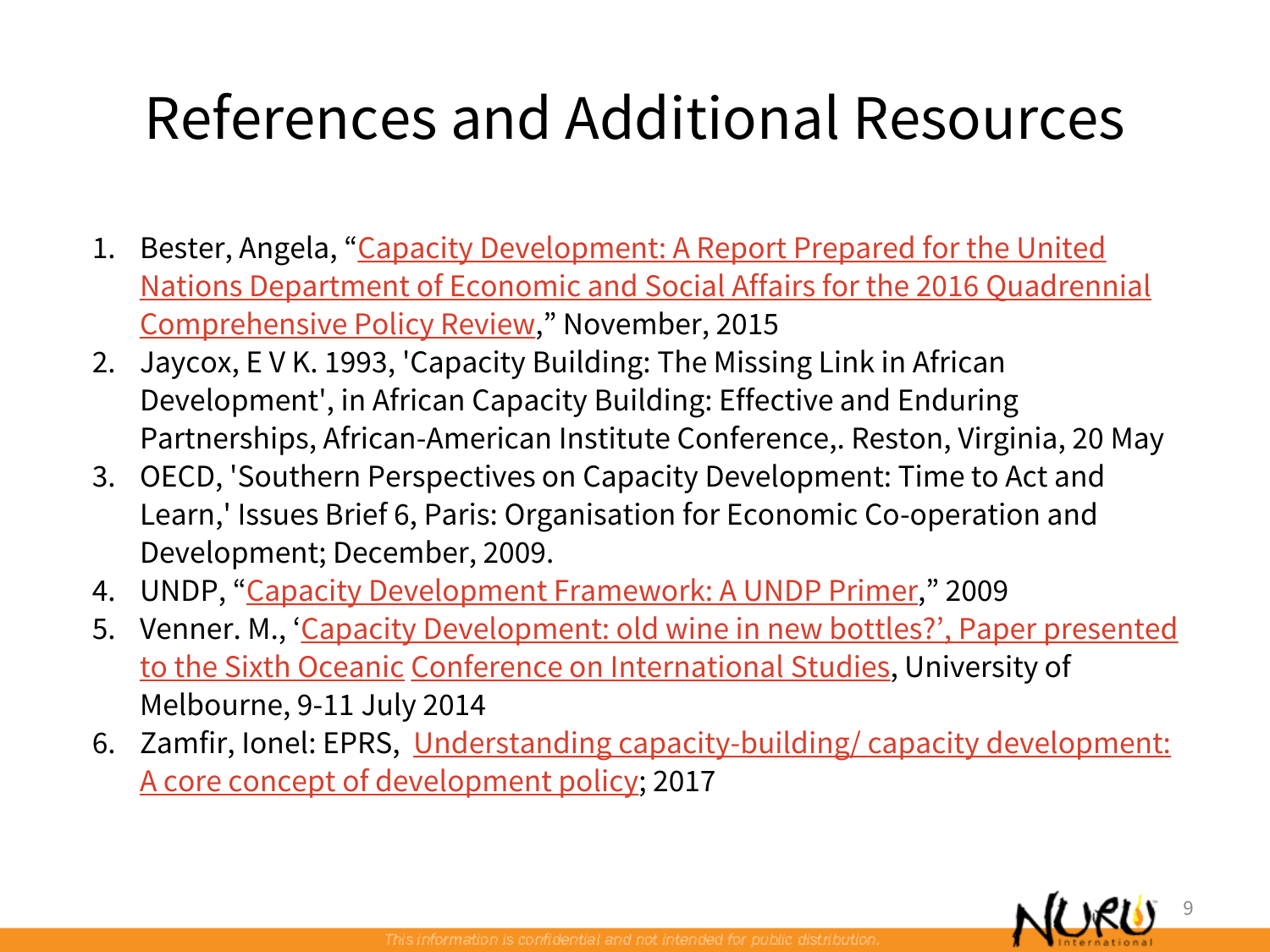# References and Additional Resources

1. Bester, Angela, "Capacity Development: A Report Prepared for the United Nations Department of Economic and Social Affairs for the 2016 Quadrennial Comprehensive Policy Review," November, 2015
2. Jaycox, E V K. 1993, 'Capacity Building: The Missing Link in African Development', in African Capacity Building: Effective and Enduring Partnerships, African-American Institute Conference,. Reston, Virginia, 20 May
3. OECD, 'Southern Perspectives on Capacity Development: Time to Act and Learn,' Issues Brief 6, Paris: Organisation for Economic Co-operation and Development; December, 2009.
4. UNDP, "Capacity Development Framework: A UNDP Primer," 2009
5. Venner. M., 'Capacity Development: old wine in new bottles?', Paper presented to the Sixth Oceanic Conference on International Studies, University of Melbourne, 9-11 July 2014
6. Zamfir, Ionel: EPRS, Understanding capacity-building/ capacity development: A core concept of development policy; 2017